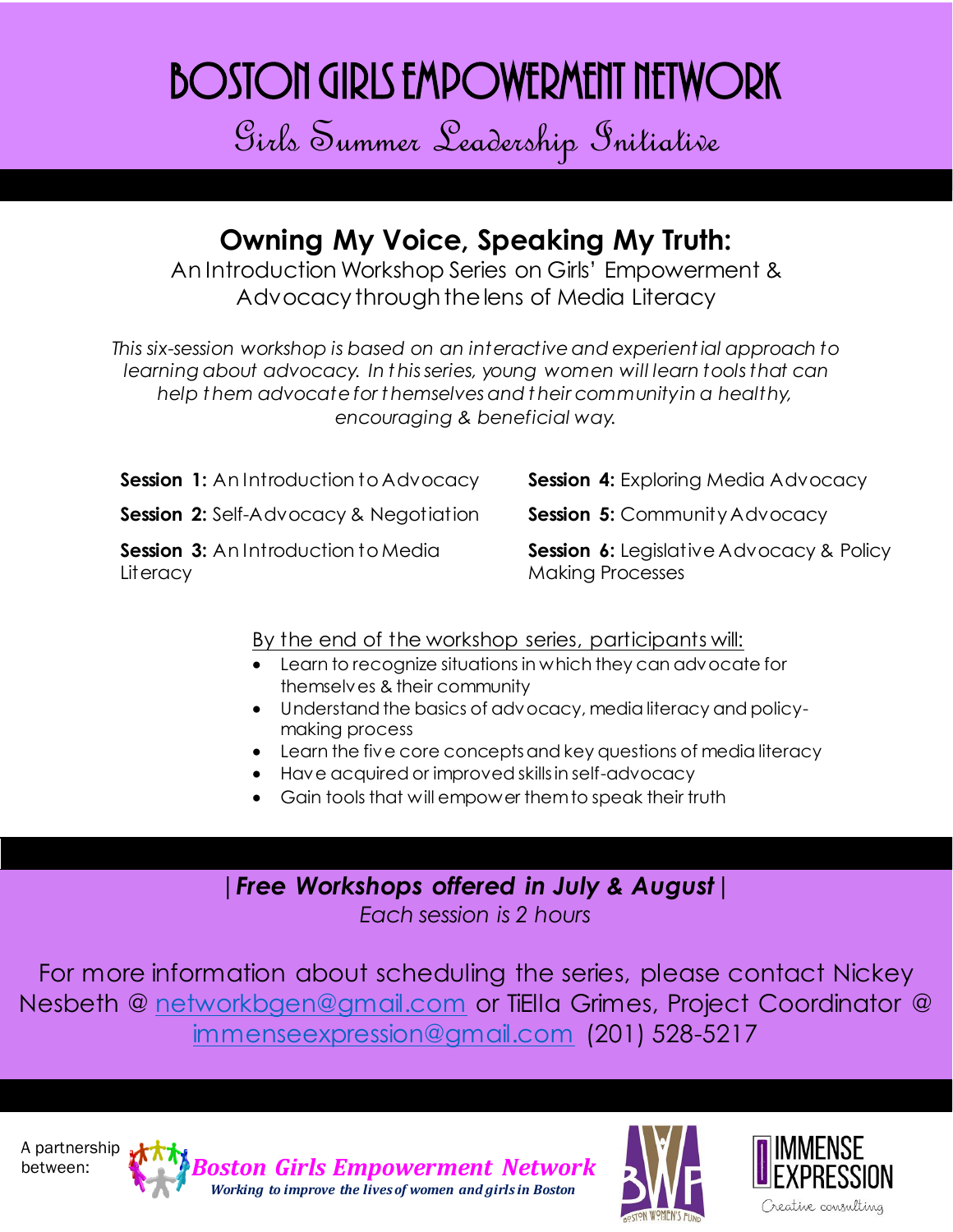# BOSTON GIRLS EMPOWERMENT NETWORK

## Girls Summer Leadership Initiative

## Owning My Voice, Speaking My Truth:

An Introduction Workshop Series on Girls' Empowerment & Advocacy through the lens of Media Literacy

*This six-session workshop is based on an interactive and experiential approach to learning about advocacy. In this series, young women will learn tools that can help them advocate for themselves and their community in a healthy, encouraging & beneficial way.*

**Session 1:** An Introduction to Advocacy

**Session 2:** Self-Advocacy & Negotiation

**Session 3:** An Introduction to Media Literacy

**Session 4:** Exploring Media Advocacy

**Session 5:** Community Advocacy

**Session 6:** Legislative Advocacy & Policy Making Processes

By the end of the workshop series, participants will:

- Learn to recognize situations in which they can advocate for themselves & their community
- Understand the basics of advocacy, media literacy and policy-making process
- Learn the five core concepts and key questions of media literacy
- Have acquired or improved skills in self-advocacy
- Gain tools that will empower them to speak their truth

| ***Free Workshops offered in July & August*** |

*Each session is 2 hours*

For more information about scheduling the series, please contact Nickey Nesbeth @ networkbgen@gmail.com or TiElla Grimes, Project Coordinator @ immenseexpression@gmail.com (201) 528-5217

A partnership between: ***Boston Girls Empowerment Network*** *Working to improve the lives of women and girls in Boston* BOSTON WOMEN'S FUND IMMENSE EXPRESSION Creative consulting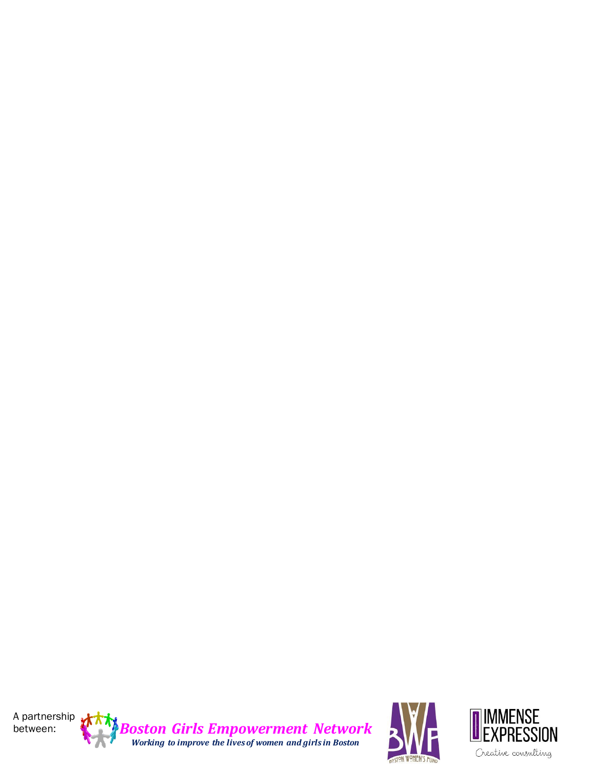A partnership between:

**_Boston Girls Empowerment Network_**

***Working to improve the lives of women and girls in Boston***

BWF

BOSTON WOMEN'S FUND

IMMENSE EXPRESSION

Creative consulting